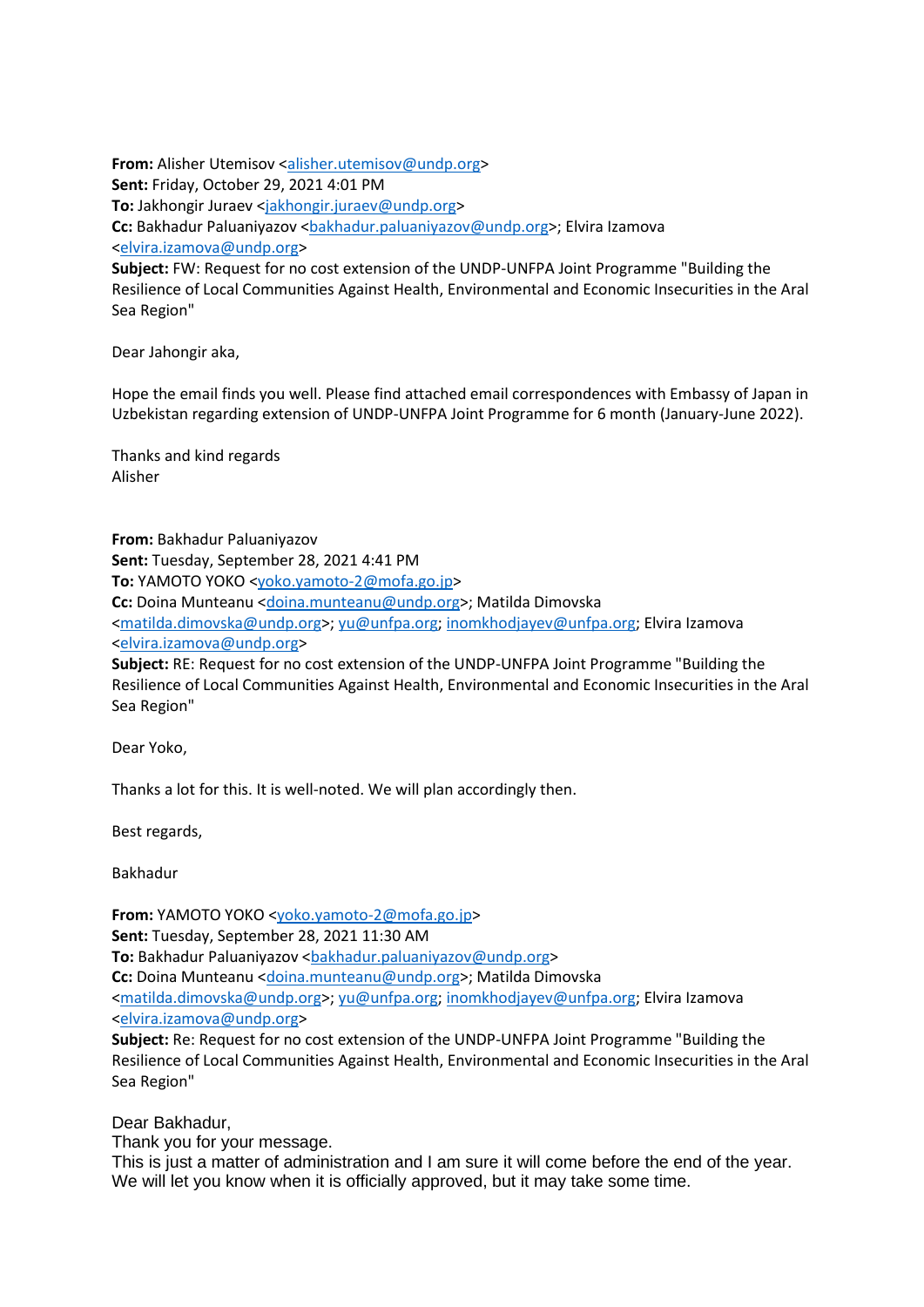**From:** Alisher Utemisov <alisher.utemisov@undp.org>
**Sent:** Friday, October 29, 2021 4:01 PM
**To:** Jakhongir Juraev <jakhongir.juraev@undp.org>
**Cc:** Bakhadur Paluaniyazov <bakhadur.paluaniyazov@undp.org>; Elvira Izamova <elvira.izamova@undp.org>
**Subject:** FW: Request for no cost extension of the UNDP-UNFPA Joint Programme "Building the Resilience of Local Communities Against Health, Environmental and Economic Insecurities in the Aral Sea Region"

Dear Jahongir aka,

Hope the email finds you well. Please find attached email correspondences with Embassy of Japan in Uzbekistan regarding extension of UNDP-UNFPA Joint Programme for 6 month (January-June 2022).

Thanks and kind regards
Alisher

**From:** Bakhadur Paluaniyazov
**Sent:** Tuesday, September 28, 2021 4:41 PM
**To:** YAMOTO YOKO <yoko.yamoto-2@mofa.go.jp>
**Cc:** Doina Munteanu <doina.munteanu@undp.org>; Matilda Dimovska <matilda.dimovska@undp.org>; yu@unfpa.org; inomkhodjayev@unfpa.org; Elvira Izamova <elvira.izamova@undp.org>
**Subject:** RE: Request for no cost extension of the UNDP-UNFPA Joint Programme "Building the Resilience of Local Communities Against Health, Environmental and Economic Insecurities in the Aral Sea Region"

Dear Yoko,

Thanks a lot for this. It is well-noted. We will plan accordingly then.

Best regards,

Bakhadur

**From:** YAMOTO YOKO <yoko.yamoto-2@mofa.go.jp>
**Sent:** Tuesday, September 28, 2021 11:30 AM
**To:** Bakhadur Paluaniyazov <bakhadur.paluaniyazov@undp.org>
**Cc:** Doina Munteanu <doina.munteanu@undp.org>; Matilda Dimovska <matilda.dimovska@undp.org>; yu@unfpa.org; inomkhodjayev@unfpa.org; Elvira Izamova <elvira.izamova@undp.org>
**Subject:** Re: Request for no cost extension of the UNDP-UNFPA Joint Programme "Building the Resilience of Local Communities Against Health, Environmental and Economic Insecurities in the Aral Sea Region"

Dear Bakhadur,
Thank you for your message.
This is just a matter of administration and I am sure it will come before the end of the year.
We will let you know when it is officially approved, but it may take some time.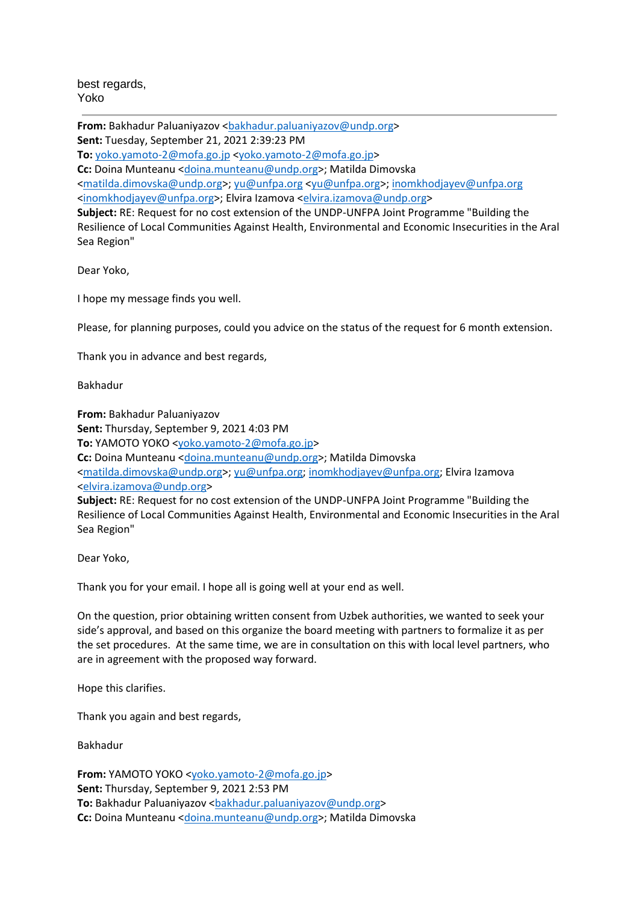best regards,
Yoko

---

**From:** Bakhadur Paluaniyazov <bakhadur.paluaniyazov@undp.org>
**Sent:** Tuesday, September 21, 2021 2:39:23 PM
**To:** yoko.yamoto-2@mofa.go.jp <yoko.yamoto-2@mofa.go.jp>
**Cc:** Doina Munteanu <doina.munteanu@undp.org>; Matilda Dimovska <matilda.dimovska@undp.org>; yu@unfpa.org <yu@unfpa.org>; inomkhodjayev@unfpa.org <inomkhodjayev@unfpa.org>; Elvira Izamova <elvira.izamova@undp.org>
**Subject:** RE: Request for no cost extension of the UNDP-UNFPA Joint Programme "Building the Resilience of Local Communities Against Health, Environmental and Economic Insecurities in the Aral Sea Region"

Dear Yoko,

I hope my message finds you well.

Please, for planning purposes, could you advice on the status of the request for 6 month extension.

Thank you in advance and best regards,

Bakhadur

**From:** Bakhadur Paluaniyazov
**Sent:** Thursday, September 9, 2021 4:03 PM
**To:** YAMOTO YOKO <yoko.yamoto-2@mofa.go.jp>
**Cc:** Doina Munteanu <doina.munteanu@undp.org>; Matilda Dimovska <matilda.dimovska@undp.org>; yu@unfpa.org; inomkhodjayev@unfpa.org; Elvira Izamova <elvira.izamova@undp.org>
**Subject:** RE: Request for no cost extension of the UNDP-UNFPA Joint Programme "Building the Resilience of Local Communities Against Health, Environmental and Economic Insecurities in the Aral Sea Region"

Dear Yoko,

Thank you for your email. I hope all is going well at your end as well.

On the question, prior obtaining written consent from Uzbek authorities, we wanted to seek your side's approval, and based on this organize the board meeting with partners to formalize it as per the set procedures. At the same time, we are in consultation on this with local level partners, who are in agreement with the proposed way forward.

Hope this clarifies.

Thank you again and best regards,

Bakhadur

**From:** YAMOTO YOKO <yoko.yamoto-2@mofa.go.jp>
**Sent:** Thursday, September 9, 2021 2:53 PM
**To:** Bakhadur Paluaniyazov <bakhadur.paluaniyazov@undp.org>
**Cc:** Doina Munteanu <doina.munteanu@undp.org>; Matilda Dimovska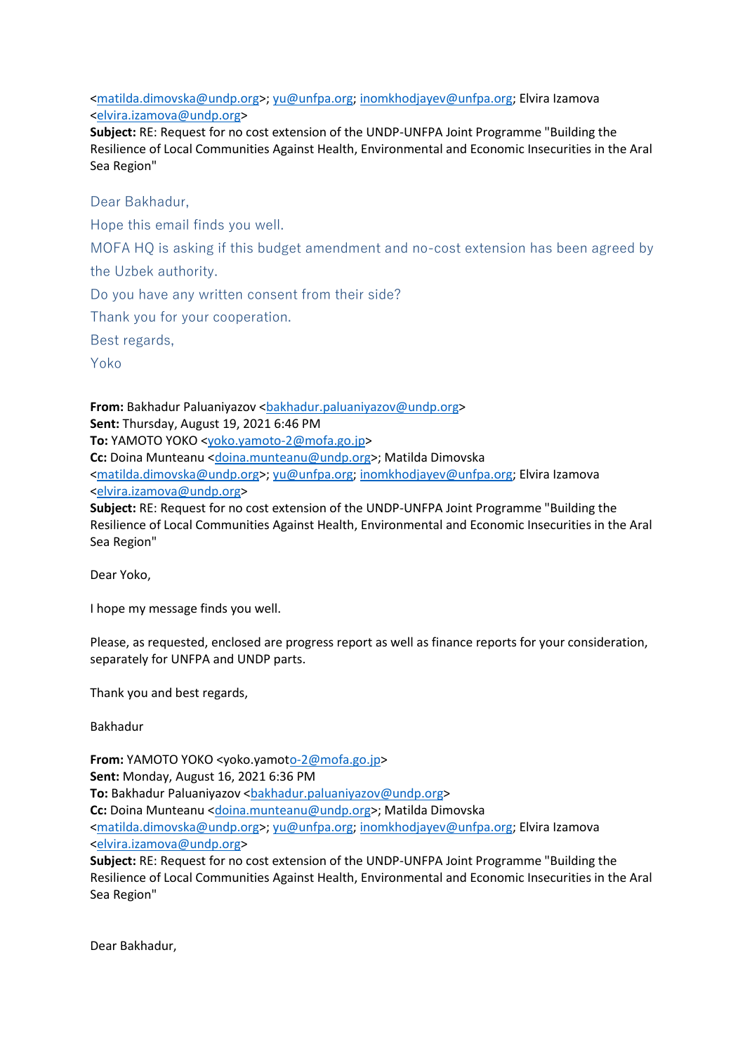<matilda.dimovska@undp.org>; yu@unfpa.org; inomkhodjayev@unfpa.org; Elvira Izamova <elvira.izamova@undp.org>
**Subject:** RE: Request for no cost extension of the UNDP-UNFPA Joint Programme "Building the Resilience of Local Communities Against Health, Environmental and Economic Insecurities in the Aral Sea Region"

Dear Bakhadur,

Hope this email finds you well.

MOFA HQ is asking if this budget amendment and no-cost extension has been agreed by the Uzbek authority.

Do you have any written consent from their side?

Thank you for your cooperation.

Best regards,

Yoko

**From:** Bakhadur Paluaniyazov <bakhadur.paluaniyazov@undp.org>
**Sent:** Thursday, August 19, 2021 6:46 PM
**To:** YAMOTO YOKO <yoko.yamoto-2@mofa.go.jp>
**Cc:** Doina Munteanu <doina.munteanu@undp.org>; Matilda Dimovska <matilda.dimovska@undp.org>; yu@unfpa.org; inomkhodjayev@unfpa.org; Elvira Izamova <elvira.izamova@undp.org>
**Subject:** RE: Request for no cost extension of the UNDP-UNFPA Joint Programme "Building the Resilience of Local Communities Against Health, Environmental and Economic Insecurities in the Aral Sea Region"

Dear Yoko,

I hope my message finds you well.

Please, as requested, enclosed are progress report as well as finance reports for your consideration, separately for UNFPA and UNDP parts.

Thank you and best regards,

Bakhadur

**From:** YAMOTO YOKO <yoko.yamoto-2@mofa.go.jp>
**Sent:** Monday, August 16, 2021 6:36 PM
**To:** Bakhadur Paluaniyazov <bakhadur.paluaniyazov@undp.org>
**Cc:** Doina Munteanu <doina.munteanu@undp.org>; Matilda Dimovska <matilda.dimovska@undp.org>; yu@unfpa.org; inomkhodjayev@unfpa.org; Elvira Izamova <elvira.izamova@undp.org>
**Subject:** RE: Request for no cost extension of the UNDP-UNFPA Joint Programme "Building the Resilience of Local Communities Against Health, Environmental and Economic Insecurities in the Aral Sea Region"

Dear Bakhadur,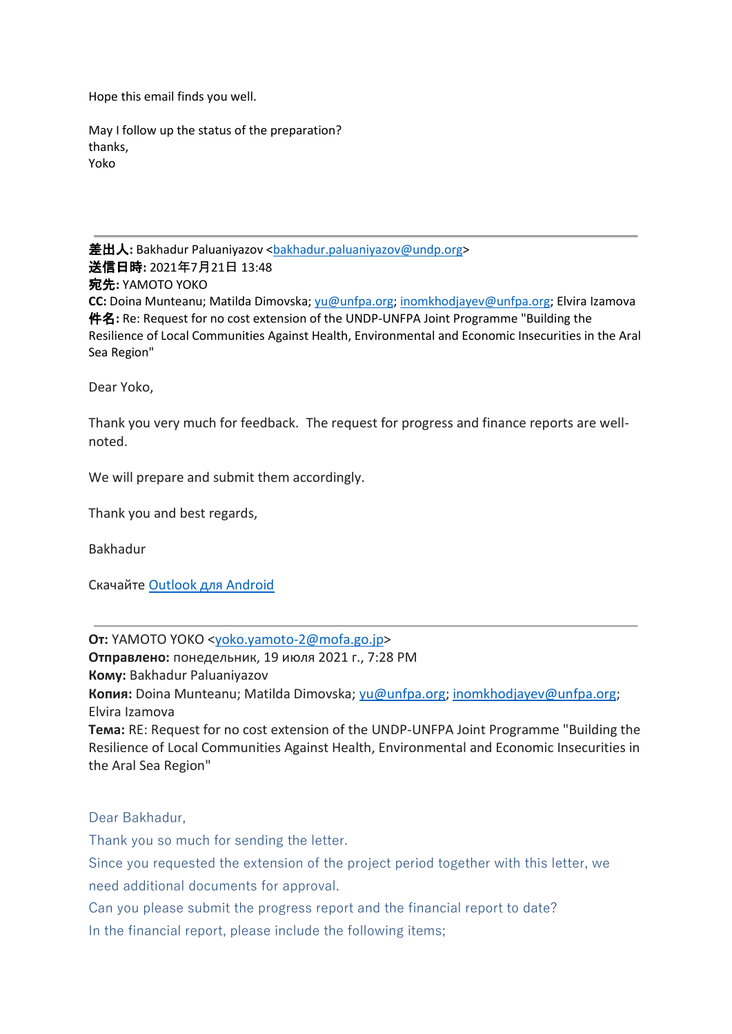Hope this email finds you well.

May I follow up the status of the preparation?
thanks,
Yoko

---

**差出人:** Bakhadur Paluaniyazov <bakhadur.paluaniyazov@undp.org>
**送信日時:** 2021年7月21日 13:48
**宛先:** YAMOTO YOKO
**CC:** Doina Munteanu; Matilda Dimovska; yu@unfpa.org; inomkhodjayev@unfpa.org; Elvira Izamova
**件名:** Re: Request for no cost extension of the UNDP-UNFPA Joint Programme "Building the Resilience of Local Communities Against Health, Environmental and Economic Insecurities in the Aral Sea Region"

Dear Yoko,

Thank you very much for feedback. The request for progress and finance reports are well-noted.

We will prepare and submit them accordingly.

Thank you and best regards,

Bakhadur

Скачайте Outlook для Android

---

**От:** YAMOTO YOKO <yoko.yamoto-2@mofa.go.jp>
**Отправлено:** понедельник, 19 июля 2021 г., 7:28 PM
**Кому:** Bakhadur Paluaniyazov
**Копия:** Doina Munteanu; Matilda Dimovska; yu@unfpa.org; inomkhodjayev@unfpa.org; Elvira Izamova
**Тема:** RE: Request for no cost extension of the UNDP-UNFPA Joint Programme "Building the Resilience of Local Communities Against Health, Environmental and Economic Insecurities in the Aral Sea Region"

Dear Bakhadur,
Thank you so much for sending the letter.
Since you requested the extension of the project period together with this letter, we need additional documents for approval.
Can you please submit the progress report and the financial report to date?
In the financial report, please include the following items;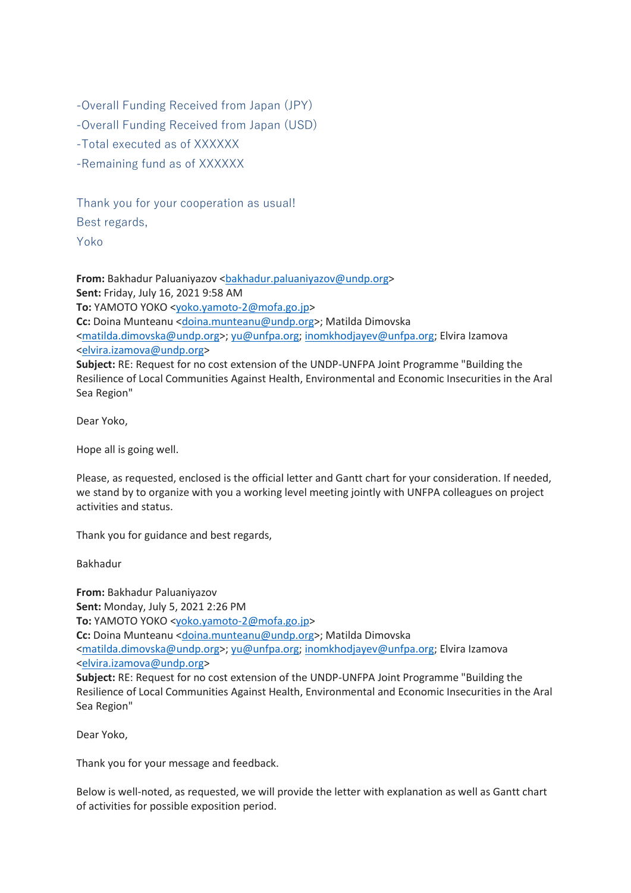-Overall Funding Received from Japan (JPY)

-Overall Funding Received from Japan (USD)

-Total executed as of XXXXXX

-Remaining fund as of XXXXXX

Thank you for your cooperation as usual!

Best regards,

Yoko

**From:** Bakhadur Paluaniyazov <bakhadur.paluaniyazov@undp.org>
**Sent:** Friday, July 16, 2021 9:58 AM
**To:** YAMOTO YOKO <yoko.yamoto-2@mofa.go.jp>
**Cc:** Doina Munteanu <doina.munteanu@undp.org>; Matilda Dimovska <matilda.dimovska@undp.org>; yu@unfpa.org; inomkhodjayev@unfpa.org; Elvira Izamova <elvira.izamova@undp.org>
**Subject:** RE: Request for no cost extension of the UNDP-UNFPA Joint Programme "Building the Resilience of Local Communities Against Health, Environmental and Economic Insecurities in the Aral Sea Region"

Dear Yoko,

Hope all is going well.

Please, as requested, enclosed is the official letter and Gantt chart for your consideration. If needed, we stand by to organize with you a working level meeting jointly with UNFPA colleagues on project activities and status.

Thank you for guidance and best regards,

Bakhadur

**From:** Bakhadur Paluaniyazov
**Sent:** Monday, July 5, 2021 2:26 PM
**To:** YAMOTO YOKO <yoko.yamoto-2@mofa.go.jp>
**Cc:** Doina Munteanu <doina.munteanu@undp.org>; Matilda Dimovska <matilda.dimovska@undp.org>; yu@unfpa.org; inomkhodjayev@unfpa.org; Elvira Izamova <elvira.izamova@undp.org>
**Subject:** RE: Request for no cost extension of the UNDP-UNFPA Joint Programme "Building the Resilience of Local Communities Against Health, Environmental and Economic Insecurities in the Aral Sea Region"

Dear Yoko,

Thank you for your message and feedback.

Below is well-noted, as requested, we will provide the letter with explanation as well as Gantt chart of activities for possible exposition period.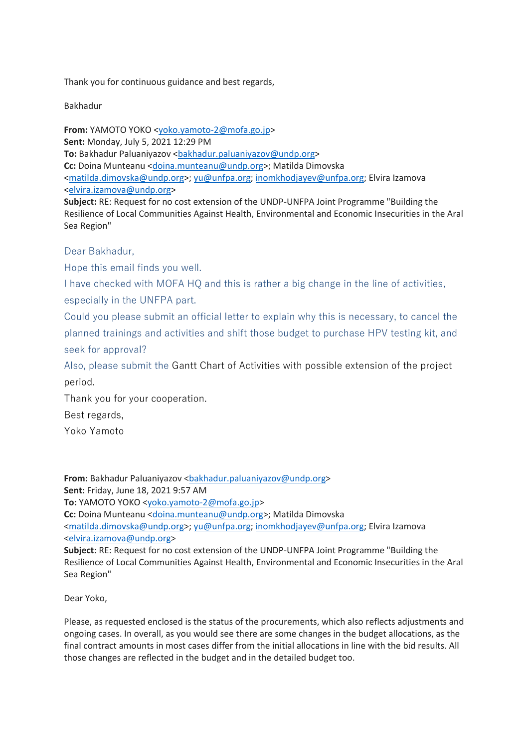Thank you for continuous guidance and best regards,

Bakhadur

**From:** YAMOTO YOKO <yoko.yamoto-2@mofa.go.jp>
**Sent:** Monday, July 5, 2021 12:29 PM
**To:** Bakhadur Paluaniyazov <bakhadur.paluaniyazov@undp.org>
**Cc:** Doina Munteanu <doina.munteanu@undp.org>; Matilda Dimovska <matilda.dimovska@undp.org>; yu@unfpa.org; inomkhodjayev@unfpa.org; Elvira Izamova <elvira.izamova@undp.org>
**Subject:** RE: Request for no cost extension of the UNDP-UNFPA Joint Programme "Building the Resilience of Local Communities Against Health, Environmental and Economic Insecurities in the Aral Sea Region"

Dear Bakhadur,

Hope this email finds you well.

I have checked with MOFA HQ and this is rather a big change in the line of activities, especially in the UNFPA part.

Could you please submit an official letter to explain why this is necessary, to cancel the planned trainings and activities and shift those budget to purchase HPV testing kit, and seek for approval?

Also, please submit the Gantt Chart of Activities with possible extension of the project period.

Thank you for your cooperation.

Best regards,

Yoko Yamoto

**From:** Bakhadur Paluaniyazov <bakhadur.paluaniyazov@undp.org>
**Sent:** Friday, June 18, 2021 9:57 AM
**To:** YAMOTO YOKO <yoko.yamoto-2@mofa.go.jp>
**Cc:** Doina Munteanu <doina.munteanu@undp.org>; Matilda Dimovska <matilda.dimovska@undp.org>; yu@unfpa.org; inomkhodjayev@unfpa.org; Elvira Izamova <elvira.izamova@undp.org>
**Subject:** RE: Request for no cost extension of the UNDP-UNFPA Joint Programme "Building the Resilience of Local Communities Against Health, Environmental and Economic Insecurities in the Aral Sea Region"

Dear Yoko,

Please, as requested enclosed is the status of the procurements, which also reflects adjustments and ongoing cases. In overall, as you would see there are some changes in the budget allocations, as the final contract amounts in most cases differ from the initial allocations in line with the bid results. All those changes are reflected in the budget and in the detailed budget too.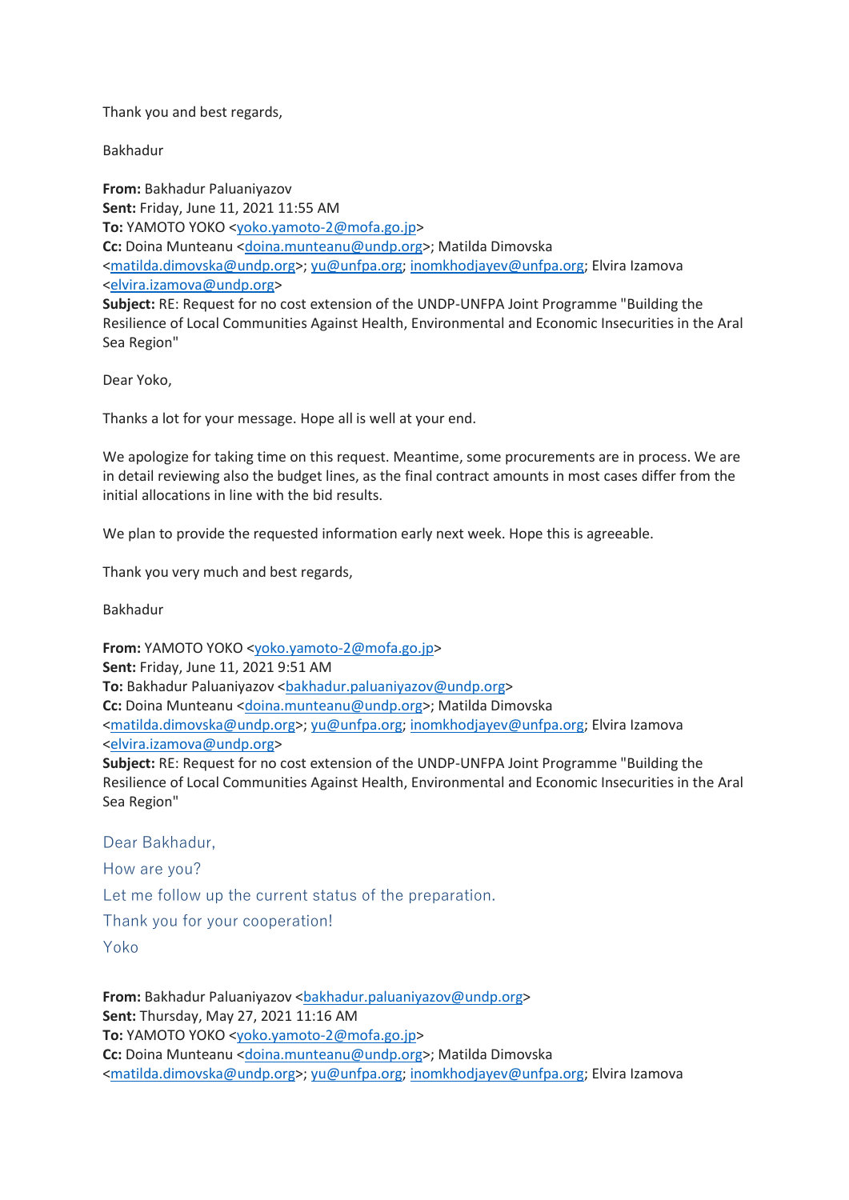Thank you and best regards,

Bakhadur

**From:** Bakhadur Paluaniyazov
**Sent:** Friday, June 11, 2021 11:55 AM
**To:** YAMOTO YOKO <yoko.yamoto-2@mofa.go.jp>
**Cc:** Doina Munteanu <doina.munteanu@undp.org>; Matilda Dimovska <matilda.dimovska@undp.org>; yu@unfpa.org; inomkhodjayev@unfpa.org; Elvira Izamova <elvira.izamova@undp.org>
**Subject:** RE: Request for no cost extension of the UNDP-UNFPA Joint Programme "Building the Resilience of Local Communities Against Health, Environmental and Economic Insecurities in the Aral Sea Region"

Dear Yoko,

Thanks a lot for your message. Hope all is well at your end.

We apologize for taking time on this request. Meantime, some procurements are in process. We are in detail reviewing also the budget lines, as the final contract amounts in most cases differ from the initial allocations in line with the bid results.

We plan to provide the requested information early next week. Hope this is agreeable.

Thank you very much and best regards,

Bakhadur

**From:** YAMOTO YOKO <yoko.yamoto-2@mofa.go.jp>
**Sent:** Friday, June 11, 2021 9:51 AM
**To:** Bakhadur Paluaniyazov <bakhadur.paluaniyazov@undp.org>
**Cc:** Doina Munteanu <doina.munteanu@undp.org>; Matilda Dimovska <matilda.dimovska@undp.org>; yu@unfpa.org; inomkhodjayev@unfpa.org; Elvira Izamova <elvira.izamova@undp.org>
**Subject:** RE: Request for no cost extension of the UNDP-UNFPA Joint Programme "Building the Resilience of Local Communities Against Health, Environmental and Economic Insecurities in the Aral Sea Region"

Dear Bakhadur,

How are you?

Let me follow up the current status of the preparation.

Thank you for your cooperation!

Yoko

**From:** Bakhadur Paluaniyazov <bakhadur.paluaniyazov@undp.org>
**Sent:** Thursday, May 27, 2021 11:16 AM
**To:** YAMOTO YOKO <yoko.yamoto-2@mofa.go.jp>
**Cc:** Doina Munteanu <doina.munteanu@undp.org>; Matilda Dimovska <matilda.dimovska@undp.org>; yu@unfpa.org; inomkhodjayev@unfpa.org; Elvira Izamova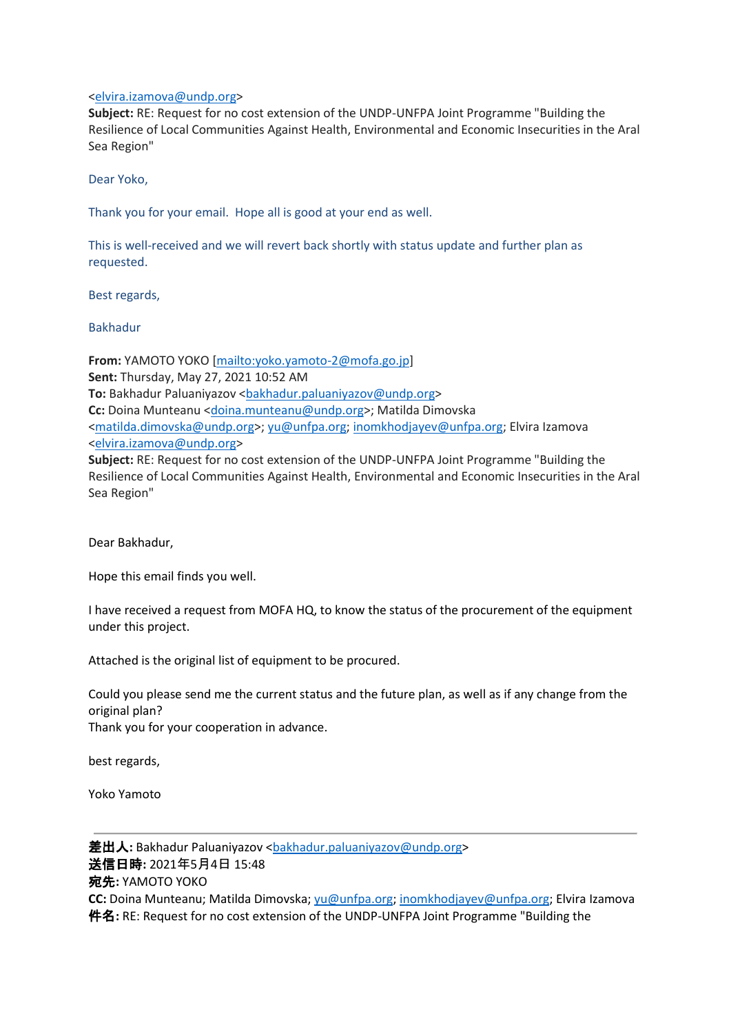<elvira.izamova@undp.org>
**Subject:** RE: Request for no cost extension of the UNDP-UNFPA Joint Programme "Building the Resilience of Local Communities Against Health, Environmental and Economic Insecurities in the Aral Sea Region"

Dear Yoko,

Thank you for your email. Hope all is good at your end as well.

This is well-received and we will revert back shortly with status update and further plan as requested.

Best regards,

Bakhadur

**From:** YAMOTO YOKO [mailto:yoko.yamoto-2@mofa.go.jp]
**Sent:** Thursday, May 27, 2021 10:52 AM
**To:** Bakhadur Paluaniyazov <bakhadur.paluaniyazov@undp.org>
**Cc:** Doina Munteanu <doina.munteanu@undp.org>; Matilda Dimovska <matilda.dimovska@undp.org>; yu@unfpa.org; inomkhodjayev@unfpa.org; Elvira Izamova <elvira.izamova@undp.org>
**Subject:** RE: Request for no cost extension of the UNDP-UNFPA Joint Programme "Building the Resilience of Local Communities Against Health, Environmental and Economic Insecurities in the Aral Sea Region"

Dear Bakhadur,

Hope this email finds you well.

I have received a request from MOFA HQ, to know the status of the procurement of the equipment under this project.

Attached is the original list of equipment to be procured.

Could you please send me the current status and the future plan, as well as if any change from the original plan?
Thank you for your cooperation in advance.

best regards,

Yoko Yamoto

---

**差出人:** Bakhadur Paluaniyazov <bakhadur.paluaniyazov@undp.org>
**送信日時:** 2021年5月4日 15:48
**宛先:** YAMOTO YOKO
**CC:** Doina Munteanu; Matilda Dimovska; yu@unfpa.org; inomkhodjayev@unfpa.org; Elvira Izamova
**件名:** RE: Request for no cost extension of the UNDP-UNFPA Joint Programme "Building the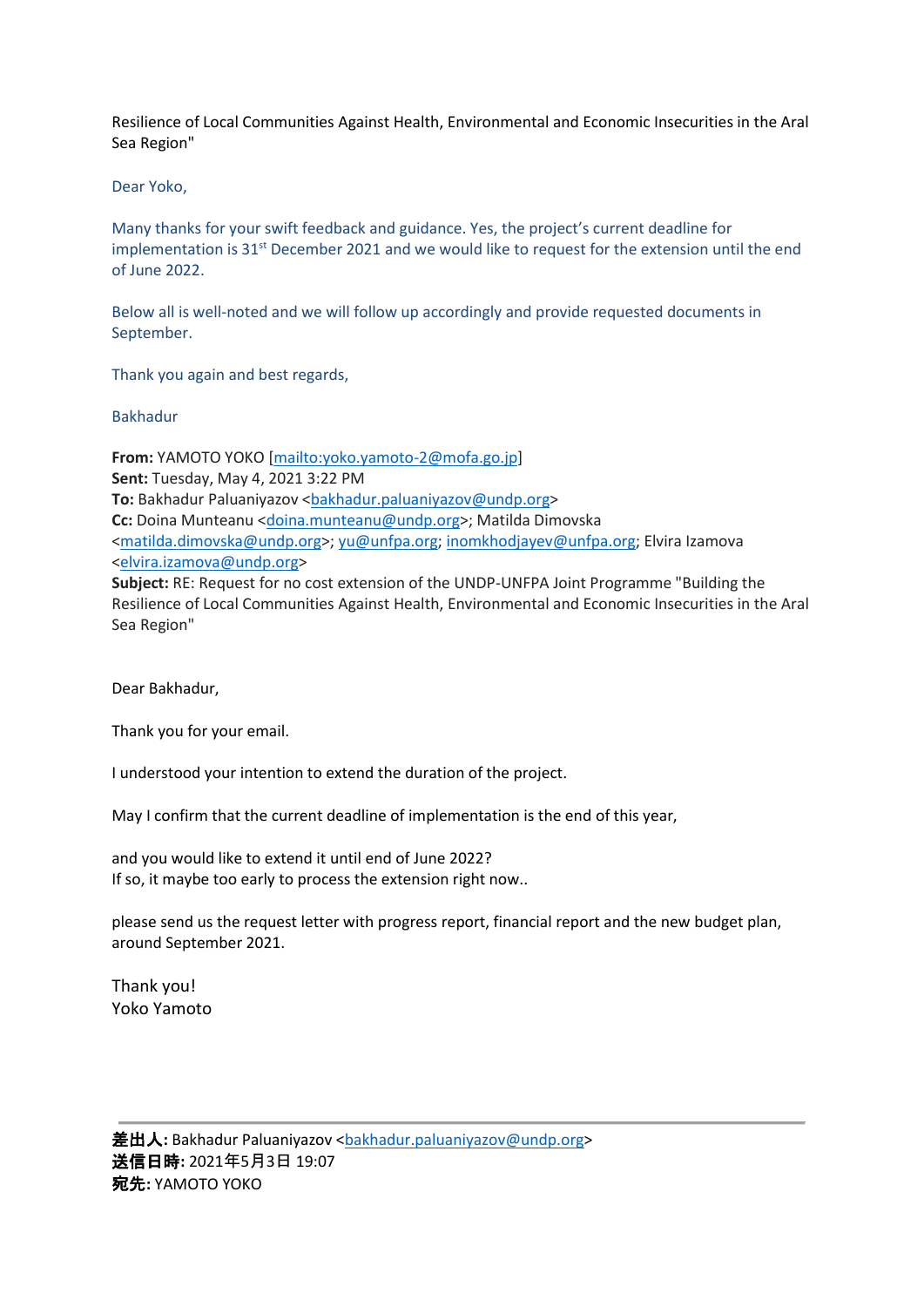Resilience of Local Communities Against Health, Environmental and Economic Insecurities in the Aral Sea Region"

Dear Yoko,

Many thanks for your swift feedback and guidance. Yes, the project's current deadline for implementation is 31st December 2021 and we would like to request for the extension until the end of June 2022.

Below all is well-noted and we will follow up accordingly and provide requested documents in September.

Thank you again and best regards,

Bakhadur

**From:** YAMOTO YOKO [mailto:yoko.yamoto-2@mofa.go.jp]
**Sent:** Tuesday, May 4, 2021 3:22 PM
**To:** Bakhadur Paluaniyazov <bakhadur.paluaniyazov@undp.org>
**Cc:** Doina Munteanu <doina.munteanu@undp.org>; Matilda Dimovska <matilda.dimovska@undp.org>; yu@unfpa.org; inomkhodjayev@unfpa.org; Elvira Izamova <elvira.izamova@undp.org>
**Subject:** RE: Request for no cost extension of the UNDP-UNFPA Joint Programme "Building the Resilience of Local Communities Against Health, Environmental and Economic Insecurities in the Aral Sea Region"

Dear Bakhadur,

Thank you for your email.

I understood your intention to extend the duration of the project.

May I confirm that the current deadline of implementation is the end of this year,

and you would like to extend it until end of June 2022?
If so, it maybe too early to process the extension right now..

please send us the request letter with progress report, financial report and the new budget plan, around September 2021.

Thank you!
Yoko Yamoto

---

**差出人:** Bakhadur Paluaniyazov <bakhadur.paluaniyazov@undp.org>
**送信日時:** 2021年5月3日 19:07
**宛先:** YAMOTO YOKO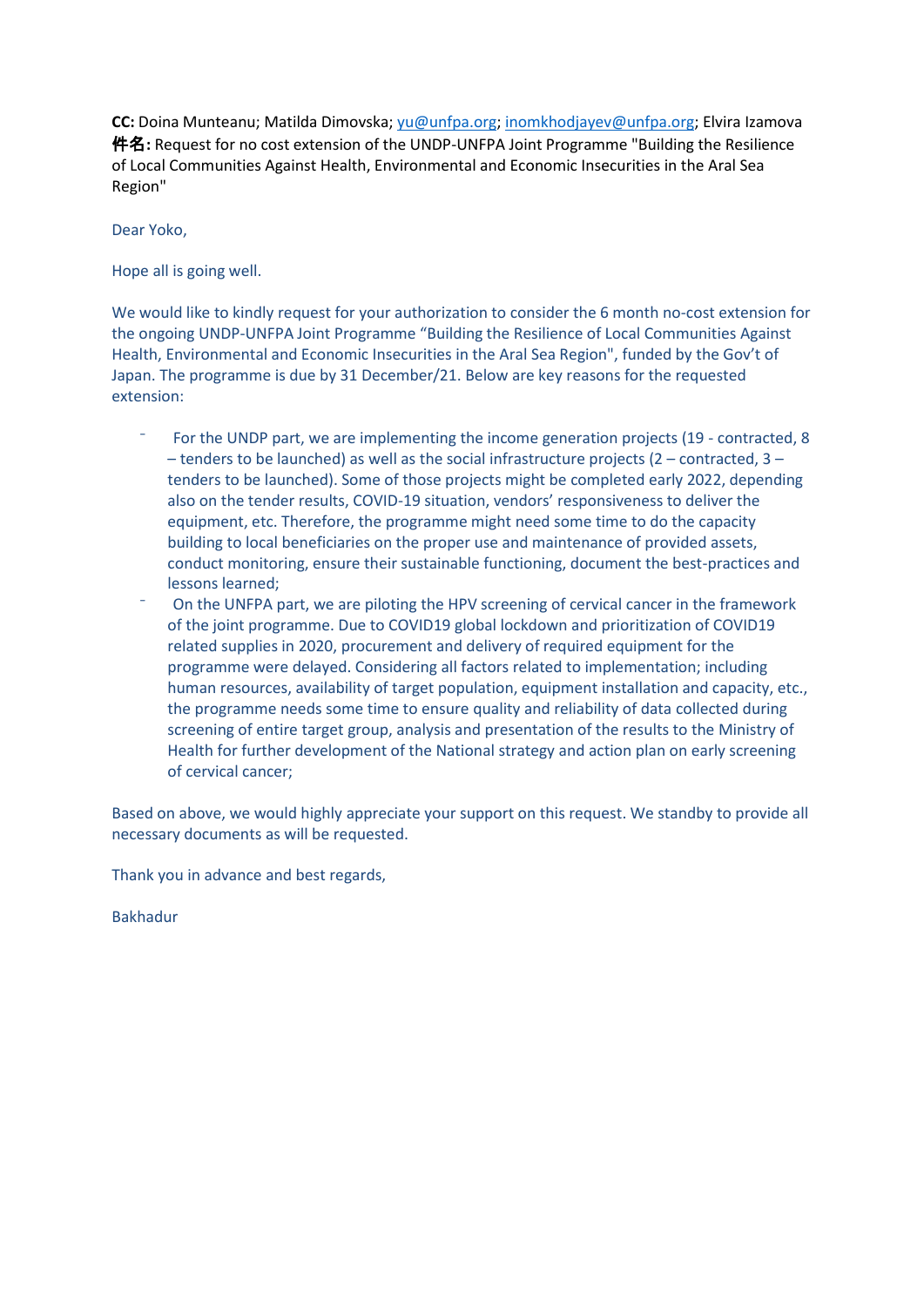**CC:** Doina Munteanu; Matilda Dimovska; yu@unfpa.org; inomkhodjayev@unfpa.org; Elvira Izamova
**件名:** Request for no cost extension of the UNDP-UNFPA Joint Programme "Building the Resilience of Local Communities Against Health, Environmental and Economic Insecurities in the Aral Sea Region"

Dear Yoko,

Hope all is going well.

We would like to kindly request for your authorization to consider the 6 month no-cost extension for the ongoing UNDP-UNFPA Joint Programme "Building the Resilience of Local Communities Against Health, Environmental and Economic Insecurities in the Aral Sea Region", funded by the Gov't of Japan. The programme is due by 31 December/21. Below are key reasons for the requested extension:

- For the UNDP part, we are implementing the income generation projects (19 - contracted, 8 – tenders to be launched) as well as the social infrastructure projects (2 – contracted, 3 – tenders to be launched). Some of those projects might be completed early 2022, depending also on the tender results, COVID-19 situation, vendors' responsiveness to deliver the equipment, etc. Therefore, the programme might need some time to do the capacity building to local beneficiaries on the proper use and maintenance of provided assets, conduct monitoring, ensure their sustainable functioning, document the best-practices and lessons learned;
- On the UNFPA part, we are piloting the HPV screening of cervical cancer in the framework of the joint programme. Due to COVID19 global lockdown and prioritization of COVID19 related supplies in 2020, procurement and delivery of required equipment for the programme were delayed. Considering all factors related to implementation; including human resources, availability of target population, equipment installation and capacity, etc., the programme needs some time to ensure quality and reliability of data collected during screening of entire target group, analysis and presentation of the results to the Ministry of Health for further development of the National strategy and action plan on early screening of cervical cancer;

Based on above, we would highly appreciate your support on this request. We standby to provide all necessary documents as will be requested.

Thank you in advance and best regards,

Bakhadur